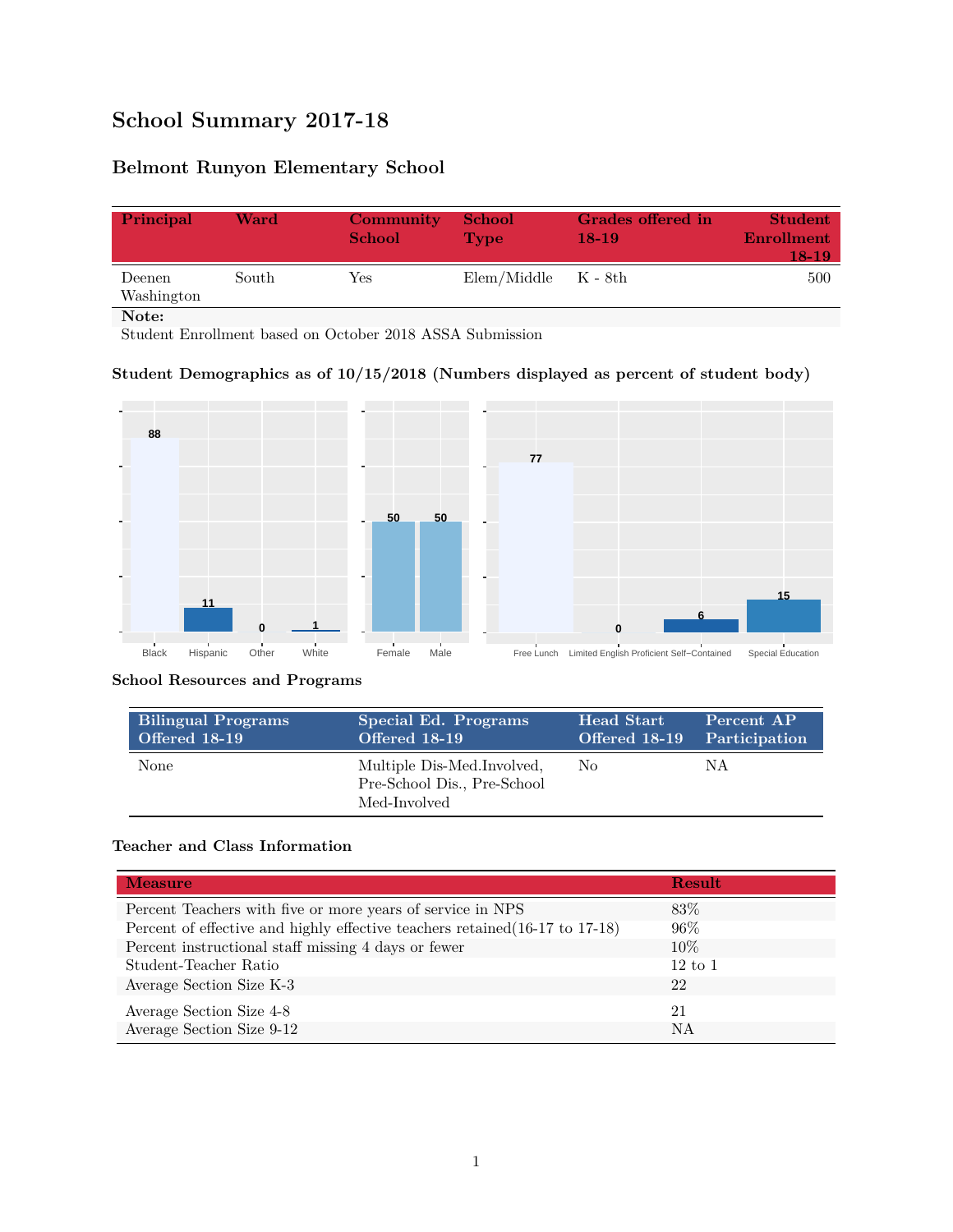# School Summary 2017-18

## Belmont Runyon Elementary School

| Principal | Ward | Community School | School Type | Grades offered in 18-19 | Student Enrollment 18-19 |
|---|---|---|---|---|---|
| Deenen Washington | South | Yes | Elem/Middle | K - 8th | 500 |

**Note:**
Student Enrollment based on October 2018 ASSA Submission

### Student Demographics as of 10/15/2018 (Numbers displayed as percent of student body)

| Black | Hispanic | Other | White |
|---|---|---|---|
| 88 | 11 | 0 | 1 |

| Female | Male |
|---|---|
| 50 | 50 |

| Free Lunch | Limited English Proficient | Self-Contained | Special Education |
|---|---|---|---|
| 77 | 0 | 6 | 15 |

### School Resources and Programs

| Bilingual Programs Offered 18-19 | Special Ed. Programs Offered 18-19 | Head Start Offered 18-19 | Percent AP Participation |
|---|---|---|---|
| None | Multiple Dis-Med.Involved, Pre-School Dis., Pre-School Med-Involved | No | NA |

### Teacher and Class Information

| Measure | Result |
|---|---|
| Percent Teachers with five or more years of service in NPS | 83% |
| Percent of effective and highly effective teachers retained(16-17 to 17-18) | 96% |
| Percent instructional staff missing 4 days or fewer | 10% |
| Student-Teacher Ratio | 12 to 1 |
| Average Section Size K-3 | 22 |
| Average Section Size 4-8 | 21 |
| Average Section Size 9-12 | NA |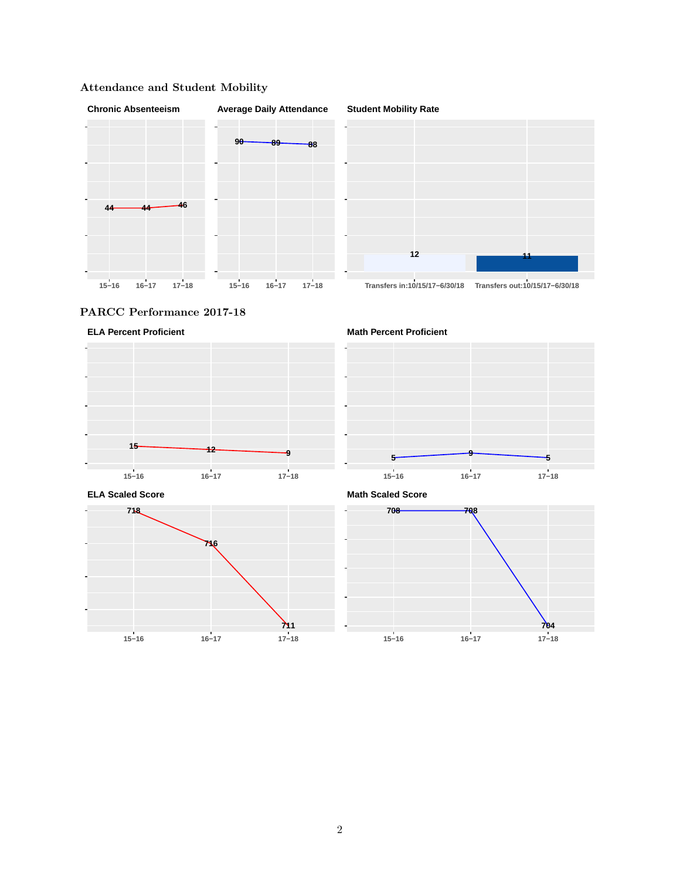## Attendance and Student Mobility

**Chronic Absenteeism**

44
44
46

15–16
16–17
17–18

**Average Daily Attendance**

90
89
88

15–16
16–17
17–18

**Student Mobility Rate**

12
11

Transfers in:10/15/17–6/30/18
Transfers out:10/15/17–6/30/18

## PARCC Performance 2017-18

**ELA Percent Proficient**

15
12
9

15–16
16–17
17–18

**Math Percent Proficient**

5
9
5

15–16
16–17
17–18

**ELA Scaled Score**

718
716
711

15–16
16–17
17–18

**Math Scaled Score**

708
708
704

15–16
16–17
17–18